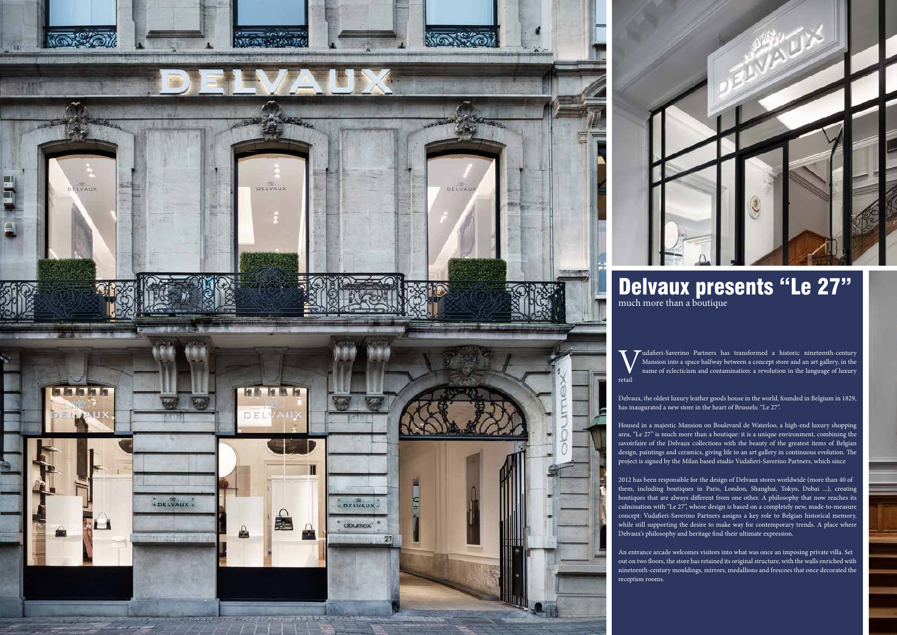# Delvaux presents "Le 27"

much more than a boutique

Vudafieri-Saverino Partners has transformed a historic nineteenth-century Mansion into a space halfway between a concept store and an art gallery, in the name of eclecticism and contamination: a revolution in the language of luxury retail

Delvaux, the oldest luxury leather goods house in the world, founded in Belgium in 1829, has inaugurated a new store in the heart of Brussels: "Le 27".

Housed in a majestic Mansion on Boulevard de Waterloo, a high-end luxury shopping area, "Le 27" is much more than a boutique: it is a unique environment, combining the savoirfaire of the Delvaux collections with the beauty of the greatest items of Belgian design, paintings and ceramics, giving life to an art gallery in continuous evolution. The project is signed by the Milan based studio Vudafieri-Saverino Partners, which since

2012 has been responsible for the design of Delvaux stores worldwide (more than 40 of them, including boutiques in Paris, London, Shanghai, Tokyo, Dubai ...), creating boutiques that are always different from one other. A philosophy that now reaches its culmination with "Le 27", whose design is based on a completely new, made-to-measure concept: Vudafieri-Saverino Partners assigns a key role to Belgian historical memory, while still supporting the desire to make way for contemporary trends. A place where Delvaux's philosophy and heritage find their ultimate expression.

An entrance arcade welcomes visitors into what was once an imposing private villa. Set out on two floors, the store has retained its original structure, with the walls enriched with nineteenth-century mouldings, mirrors, medallions and frescoes that once decorated the reception rooms.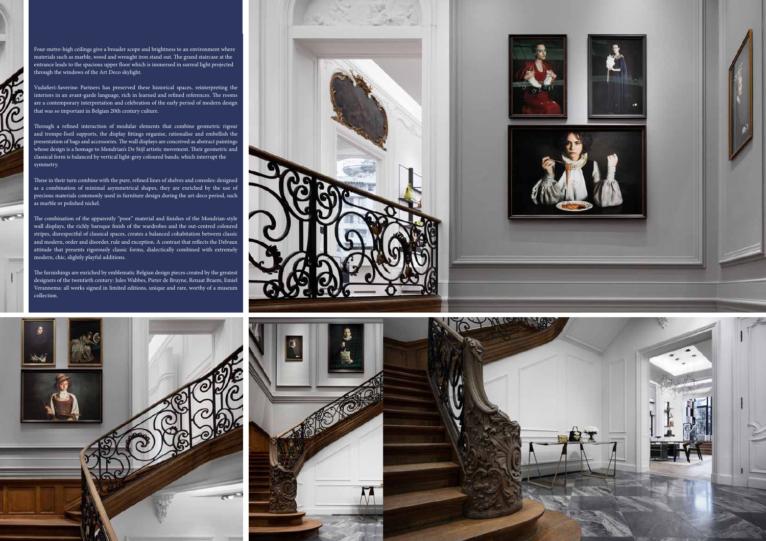Four-metre-high ceilings give a broader scope and brightness to an environment where materials such as marble, wood and wrought iron stand out. The grand staircase at the entrance leads to the spacious upper floor which is immersed in surreal light projected through the windows of the Art Deco skylight.

Vudafieri-Saverino Partners has preserved these historical spaces, reinterpreting the interiors in an avant-garde language, rich in learned and refined references. The rooms are a contemporary interpretation and celebration of the early period of modern design that was so important in Belgian 20th century culture.

Through a refined interaction of modular elements that combine geometric rigour and trompe-l'oeil supports, the display fittings organise, rationalise and embellish the presentation of bags and accessories. The wall displays are conceived as abstract paintings whose design is a homage to Mondrian's De Stijl artistic movement. Their geometric and classical form is balanced by vertical light-grey coloured bands, which interrupt the symmetry.

These in their turn combine with the pure, refined lines of shelves and consoles: designed as a combination of minimal asymmetrical shapes, they are enriched by the use of precious materials commonly used in furniture design during the art-deco period, such as marble or polished nickel.

The combination of the apparently "poor" material and finishes of the Mondrian-style wall displays, the richly baroque finish of the wardrobes and the out-centred coloured stripes, disrespectful of classical spaces, creates a balanced cohabitation between classic and modern, order and disorder, rule and exception. A contrast that reflects the Delvaux attitude that presents rigorously classic forms, dialectically combined with extremely modern, chic, slightly playful additions.

The furnishings are enriched by emblematic Belgian design pieces created by the greatest designers of the twentieth century: Jules Wabbes, Pieter de Bruyne, Renaat Braem, Emiel Veranneman: all works signed in limited editions, unique and rare, worthy of a museum collection.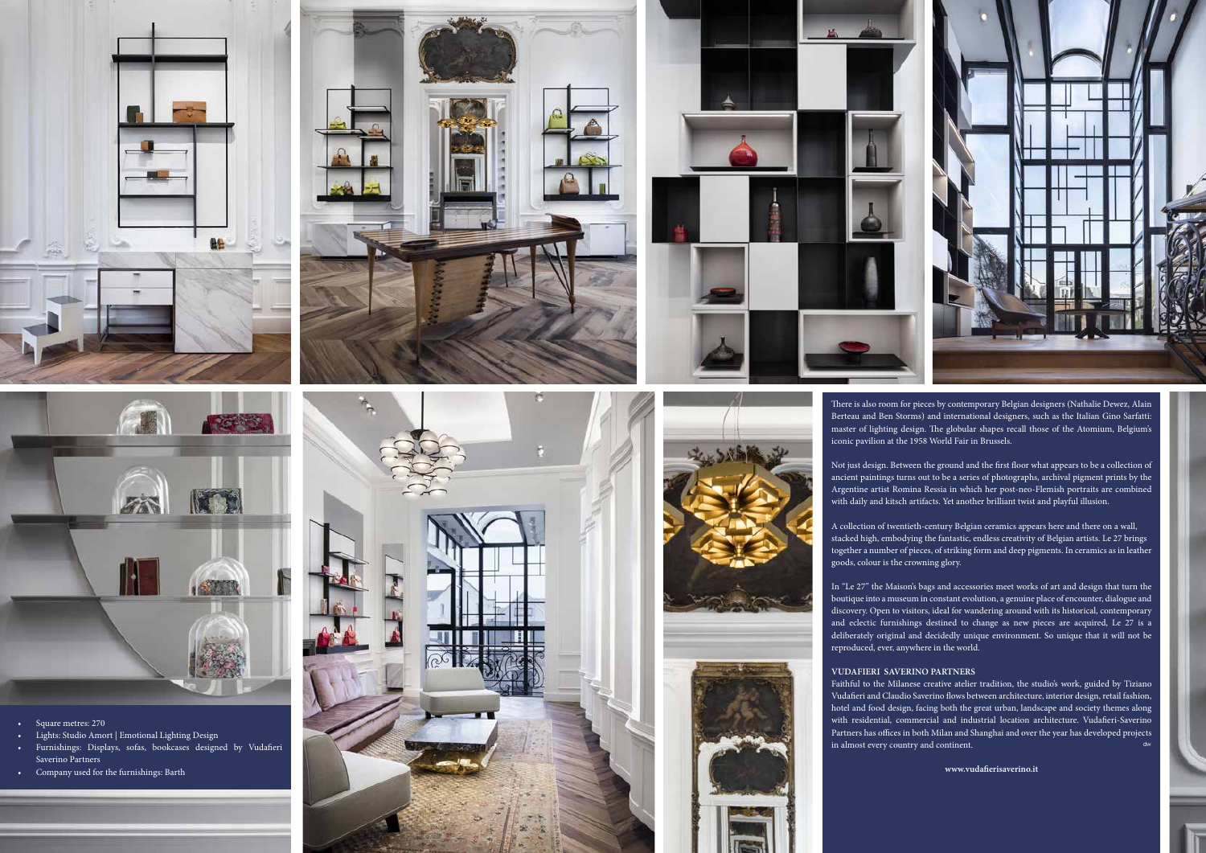- Square metres: 270
- Lights: Studio Amort | Emotional Lighting Design
- Furnishings: Displays, sofas, bookcases designed by Vudafieri Saverino Partners
- Company used for the furnishings: Barth

There is also room for pieces by contemporary Belgian designers (Nathalie Dewez, Alain Berteau and Ben Storms) and international designers, such as the Italian Gino Sarfatti: master of lighting design. The globular shapes recall those of the Atomium, Belgium's iconic pavilion at the 1958 World Fair in Brussels.

Not just design. Between the ground and the first floor what appears to be a collection of ancient paintings turns out to be a series of photographs, archival pigment prints by the Argentine artist Romina Ressia in which her post-neo-Flemish portraits are combined with daily and kitsch artifacts. Yet another brilliant twist and playful illusion.

A collection of twentieth-century Belgian ceramics appears here and there on a wall, stacked high, embodying the fantastic, endless creativity of Belgian artists. Le 27 brings together a number of pieces, of striking form and deep pigments. In ceramics as in leather goods, colour is the crowning glory.

In "Le 27" the Maison's bags and accessories meet works of art and design that turn the boutique into a museum in constant evolution, a genuine place of encounter, dialogue and discovery. Open to visitors, ideal for wandering around with its historical, contemporary and eclectic furnishings destined to change as new pieces are acquired, Le 27 is a deliberately original and decidedly unique environment. So unique that it will not be reproduced, ever, anywhere in the world.

**VUDAFIERI SAVERINO PARTNERS**

Faithful to the Milanese creative atelier tradition, the studio's work, guided by Tiziano Vudafieri and Claudio Saverino flows between architecture, interior design, retail fashion, hotel and food design, facing both the great urban, landscape and society themes along with residential, commercial and industrial location architecture. Vudafieri-Saverino Partners has offices in both Milan and Shanghai and over the year has developed projects in almost every country and continent. dw

www.vudafierisaverino.it